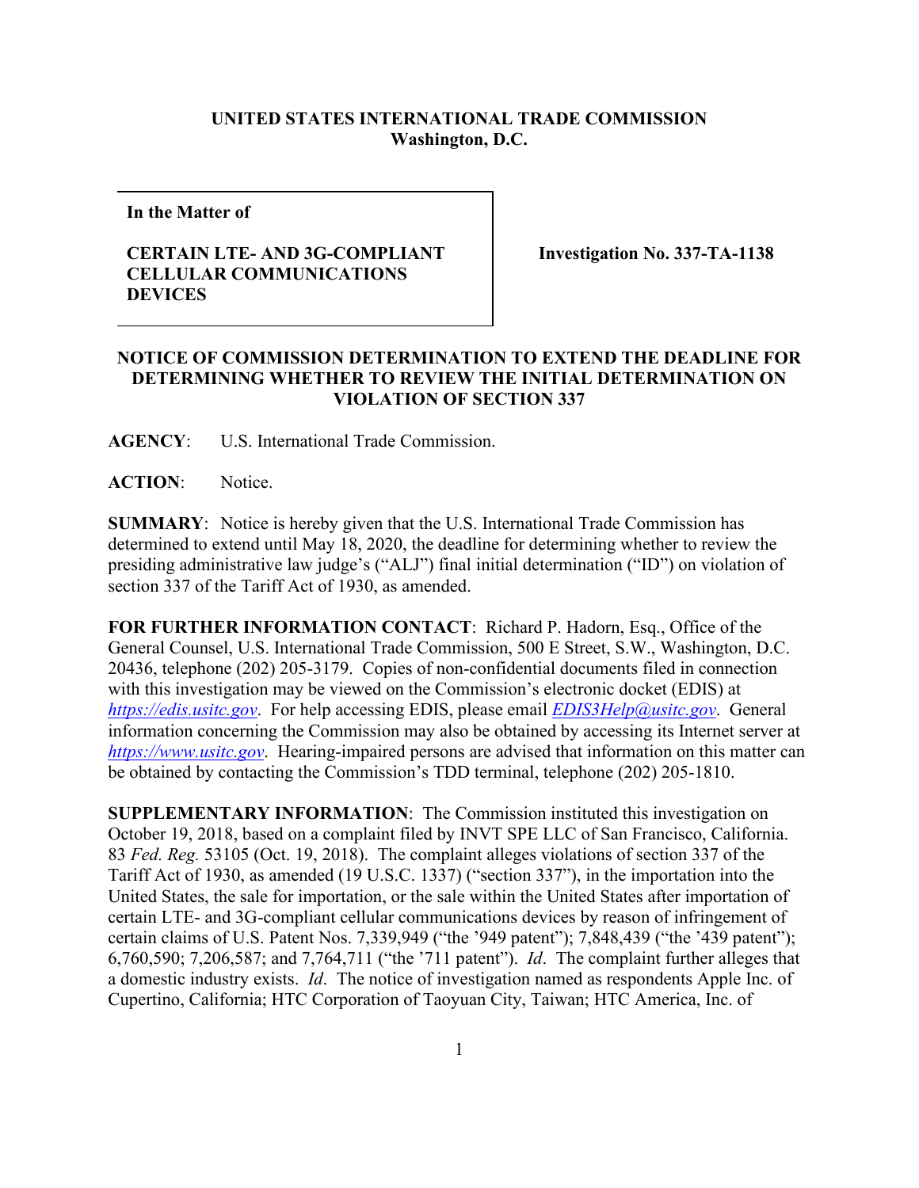**UNITED STATES INTERNATIONAL TRADE COMMISSION**
**Washington, D.C.**

| **In the Matter of**<br><br>**CERTAIN LTE- AND 3G-COMPLIANT CELLULAR COMMUNICATIONS DEVICES** | **Investigation No. 337-TA-1138** |
|---|---|

**NOTICE OF COMMISSION DETERMINATION TO EXTEND THE DEADLINE FOR DETERMINING WHETHER TO REVIEW THE INITIAL DETERMINATION ON VIOLATION OF SECTION 337**

**AGENCY**: U.S. International Trade Commission.

**ACTION**: Notice.

**SUMMARY**: Notice is hereby given that the U.S. International Trade Commission has determined to extend until May 18, 2020, the deadline for determining whether to review the presiding administrative law judge's ("ALJ") final initial determination ("ID") on violation of section 337 of the Tariff Act of 1930, as amended.

**FOR FURTHER INFORMATION CONTACT**: Richard P. Hadorn, Esq., Office of the General Counsel, U.S. International Trade Commission, 500 E Street, S.W., Washington, D.C. 20436, telephone (202) 205-3179. Copies of non-confidential documents filed in connection with this investigation may be viewed on the Commission's electronic docket (EDIS) at *https://edis.usitc.gov*. For help accessing EDIS, please email *EDIS3Help@usitc.gov*. General information concerning the Commission may also be obtained by accessing its Internet server at *https://www.usitc.gov*. Hearing-impaired persons are advised that information on this matter can be obtained by contacting the Commission's TDD terminal, telephone (202) 205-1810.

**SUPPLEMENTARY INFORMATION**: The Commission instituted this investigation on October 19, 2018, based on a complaint filed by INVT SPE LLC of San Francisco, California. 83 *Fed. Reg.* 53105 (Oct. 19, 2018). The complaint alleges violations of section 337 of the Tariff Act of 1930, as amended (19 U.S.C. 1337) ("section 337"), in the importation into the United States, the sale for importation, or the sale within the United States after importation of certain LTE- and 3G-compliant cellular communications devices by reason of infringement of certain claims of U.S. Patent Nos. 7,339,949 ("the '949 patent"); 7,848,439 ("the '439 patent"); 6,760,590; 7,206,587; and 7,764,711 ("the '711 patent"). *Id*. The complaint further alleges that a domestic industry exists. *Id*. The notice of investigation named as respondents Apple Inc. of Cupertino, California; HTC Corporation of Taoyuan City, Taiwan; HTC America, Inc. of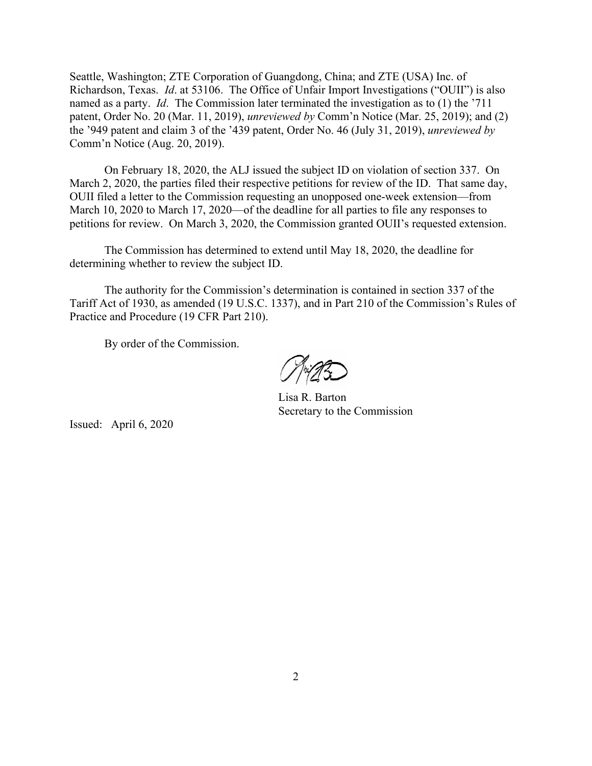Seattle, Washington; ZTE Corporation of Guangdong, China; and ZTE (USA) Inc. of Richardson, Texas. *Id*. at 53106. The Office of Unfair Import Investigations ("OUII") is also named as a party. *Id*. The Commission later terminated the investigation as to (1) the '711 patent, Order No. 20 (Mar. 11, 2019), *unreviewed by* Comm'n Notice (Mar. 25, 2019); and (2) the '949 patent and claim 3 of the '439 patent, Order No. 46 (July 31, 2019), *unreviewed by* Comm'n Notice (Aug. 20, 2019).

On February 18, 2020, the ALJ issued the subject ID on violation of section 337. On March 2, 2020, the parties filed their respective petitions for review of the ID. That same day, OUII filed a letter to the Commission requesting an unopposed one-week extension—from March 10, 2020 to March 17, 2020—of the deadline for all parties to file any responses to petitions for review. On March 3, 2020, the Commission granted OUII's requested extension.

The Commission has determined to extend until May 18, 2020, the deadline for determining whether to review the subject ID.

The authority for the Commission's determination is contained in section 337 of the Tariff Act of 1930, as amended (19 U.S.C. 1337), and in Part 210 of the Commission's Rules of Practice and Procedure (19 CFR Part 210).

By order of the Commission.

Lisa R. Barton
Secretary to the Commission

Issued: April 6, 2020